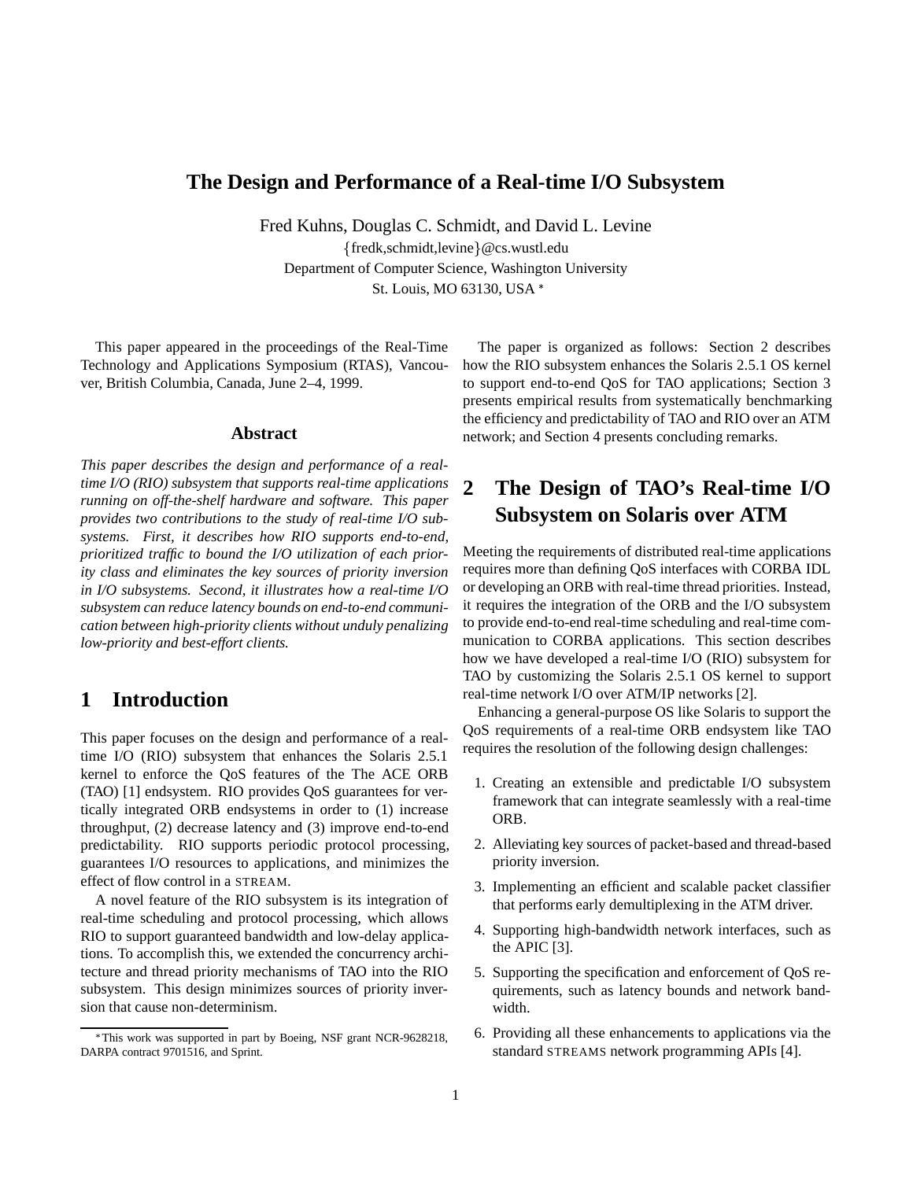# The Design and Performance of a Real-time I/O Subsystem

Fred Kuhns, Douglas C. Schmidt, and David L. Levine

{fredk,schmidt,levine}@cs.wustl.edu

Department of Computer Science, Washington University

St. Louis, MO 63130, USA *

This paper appeared in the proceedings of the Real-Time Technology and Applications Symposium (RTAS), Vancouver, British Columbia, Canada, June 2–4, 1999.

## Abstract

*This paper describes the design and performance of a real-time I/O (RIO) subsystem that supports real-time applications running on off-the-shelf hardware and software. This paper provides two contributions to the study of real-time I/O subsystems. First, it describes how RIO supports end-to-end, prioritized traffic to bound the I/O utilization of each priority class and eliminates the key sources of priority inversion in I/O subsystems. Second, it illustrates how a real-time I/O subsystem can reduce latency bounds on end-to-end communication between high-priority clients without unduly penalizing low-priority and best-effort clients.*

## 1 Introduction

This paper focuses on the design and performance of a real-time I/O (RIO) subsystem that enhances the Solaris 2.5.1 kernel to enforce the QoS features of the The ACE ORB (TAO) [1] endsystem. RIO provides QoS guarantees for vertically integrated ORB endsystems in order to (1) increase throughput, (2) decrease latency and (3) improve end-to-end predictability. RIO supports periodic protocol processing, guarantees I/O resources to applications, and minimizes the effect of flow control in a STREAM.

A novel feature of the RIO subsystem is its integration of real-time scheduling and protocol processing, which allows RIO to support guaranteed bandwidth and low-delay applications. To accomplish this, we extended the concurrency architecture and thread priority mechanisms of TAO into the RIO subsystem. This design minimizes sources of priority inversion that cause non-determinism.

The paper is organized as follows: Section 2 describes how the RIO subsystem enhances the Solaris 2.5.1 OS kernel to support end-to-end QoS for TAO applications; Section 3 presents empirical results from systematically benchmarking the efficiency and predictability of TAO and RIO over an ATM network; and Section 4 presents concluding remarks.

## 2 The Design of TAO's Real-time I/O Subsystem on Solaris over ATM

Meeting the requirements of distributed real-time applications requires more than defining QoS interfaces with CORBA IDL or developing an ORB with real-time thread priorities. Instead, it requires the integration of the ORB and the I/O subsystem to provide end-to-end real-time scheduling and real-time communication to CORBA applications. This section describes how we have developed a real-time I/O (RIO) subsystem for TAO by customizing the Solaris 2.5.1 OS kernel to support real-time network I/O over ATM/IP networks [2].

Enhancing a general-purpose OS like Solaris to support the QoS requirements of a real-time ORB endsystem like TAO requires the resolution of the following design challenges:

1. Creating an extensible and predictable I/O subsystem framework that can integrate seamlessly with a real-time ORB.
2. Alleviating key sources of packet-based and thread-based priority inversion.
3. Implementing an efficient and scalable packet classifier that performs early demultiplexing in the ATM driver.
4. Supporting high-bandwidth network interfaces, such as the APIC [3].
5. Supporting the specification and enforcement of QoS requirements, such as latency bounds and network bandwidth.
6. Providing all these enhancements to applications via the standard STREAMS network programming APIs [4].

*This work was supported in part by Boeing, NSF grant NCR-9628218, DARPA contract 9701516, and Sprint.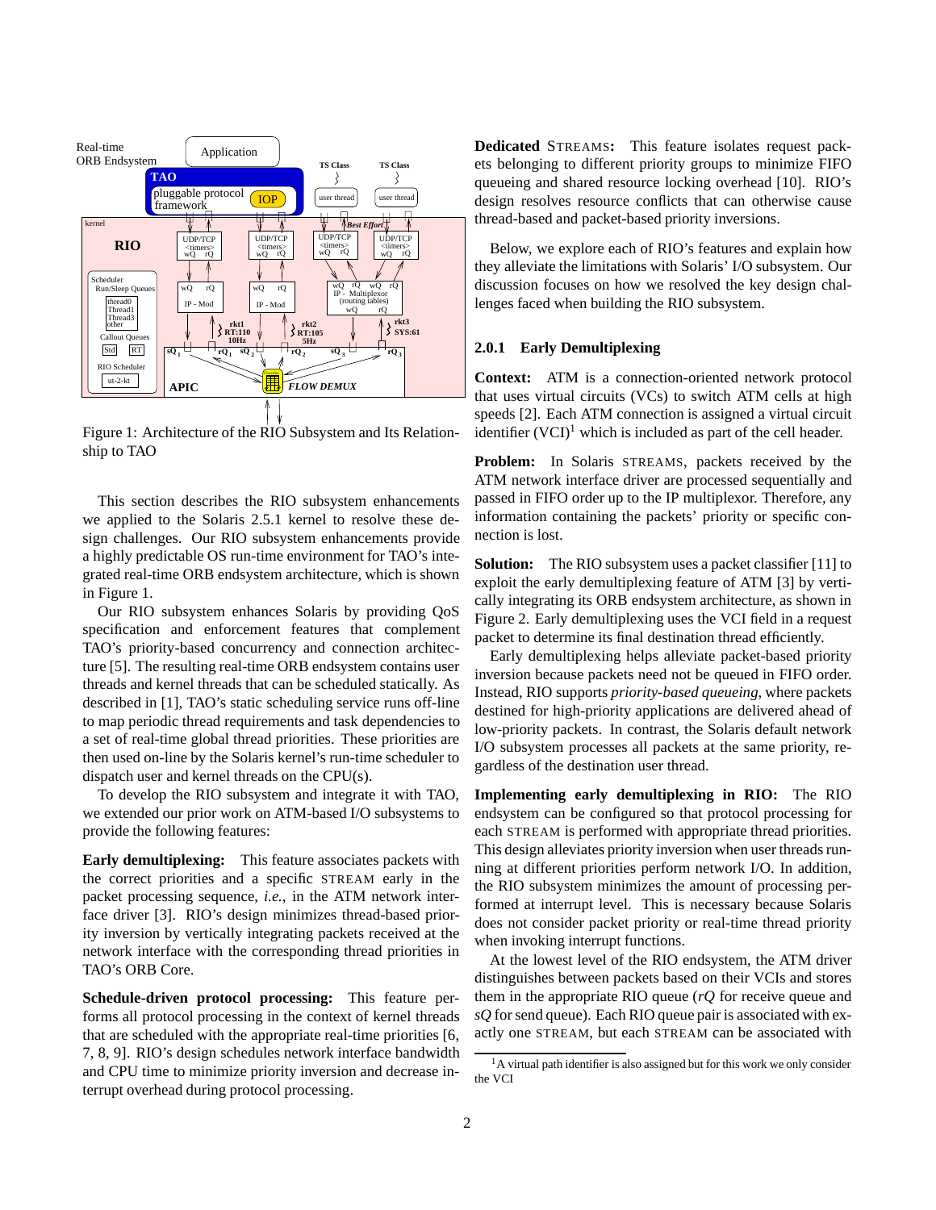Figure 1: Architecture of the RIO Subsystem and Its Relationship to TAO

This section describes the RIO subsystem enhancements we applied to the Solaris 2.5.1 kernel to resolve these design challenges. Our RIO subsystem enhancements provide a highly predictable OS run-time environment for TAO's integrated real-time ORB endsystem architecture, which is shown in Figure 1.

Our RIO subsystem enhances Solaris by providing QoS specification and enforcement features that complement TAO's priority-based concurrency and connection architecture [5]. The resulting real-time ORB endsystem contains user threads and kernel threads that can be scheduled statically. As described in [1], TAO's static scheduling service runs off-line to map periodic thread requirements and task dependencies to a set of real-time global thread priorities. These priorities are then used on-line by the Solaris kernel's run-time scheduler to dispatch user and kernel threads on the CPU(s).

To develop the RIO subsystem and integrate it with TAO, we extended our prior work on ATM-based I/O subsystems to provide the following features:

**Early demultiplexing:** This feature associates packets with the correct priorities and a specific STREAM early in the packet processing sequence, *i.e.*, in the ATM network interface driver [3]. RIO's design minimizes thread-based priority inversion by vertically integrating packets received at the network interface with the corresponding thread priorities in TAO's ORB Core.

**Schedule-driven protocol processing:** This feature performs all protocol processing in the context of kernel threads that are scheduled with the appropriate real-time priorities [6, 7, 8, 9]. RIO's design schedules network interface bandwidth and CPU time to minimize priority inversion and decrease interrupt overhead during protocol processing.

**Dedicated STREAMS:** This feature isolates request packets belonging to different priority groups to minimize FIFO queueing and shared resource locking overhead [10]. RIO's design resolves resource conflicts that can otherwise cause thread-based and packet-based priority inversions.

Below, we explore each of RIO's features and explain how they alleviate the limitations with Solaris' I/O subsystem. Our discussion focuses on how we resolved the key design challenges faced when building the RIO subsystem.

### 2.0.1 Early Demultiplexing

**Context:** ATM is a connection-oriented network protocol that uses virtual circuits (VCs) to switch ATM cells at high speeds [2]. Each ATM connection is assigned a virtual circuit identifier (VCI)[1] which is included as part of the cell header.

**Problem:** In Solaris STREAMS, packets received by the ATM network interface driver are processed sequentially and passed in FIFO order up to the IP multiplexor. Therefore, any information containing the packets' priority or specific connection is lost.

**Solution:** The RIO subsystem uses a packet classifier [11] to exploit the early demultiplexing feature of ATM [3] by vertically integrating its ORB endsystem architecture, as shown in Figure 2. Early demultiplexing uses the VCI field in a request packet to determine its final destination thread efficiently.

Early demultiplexing helps alleviate packet-based priority inversion because packets need not be queued in FIFO order. Instead, RIO supports *priority-based queueing*, where packets destined for high-priority applications are delivered ahead of low-priority packets. In contrast, the Solaris default network I/O subsystem processes all packets at the same priority, regardless of the destination user thread.

**Implementing early demultiplexing in RIO:** The RIO endsystem can be configured so that protocol processing for each STREAM is performed with appropriate thread priorities. This design alleviates priority inversion when user threads running at different priorities perform network I/O. In addition, the RIO subsystem minimizes the amount of processing performed at interrupt level. This is necessary because Solaris does not consider packet priority or real-time thread priority when invoking interrupt functions.

At the lowest level of the RIO endsystem, the ATM driver distinguishes between packets based on their VCIs and stores them in the appropriate RIO queue (*rQ* for receive queue and *sQ* for send queue). Each RIO queue pair is associated with exactly one STREAM, but each STREAM can be associated with

[1] A virtual path identifier is also assigned but for this work we only consider the VCI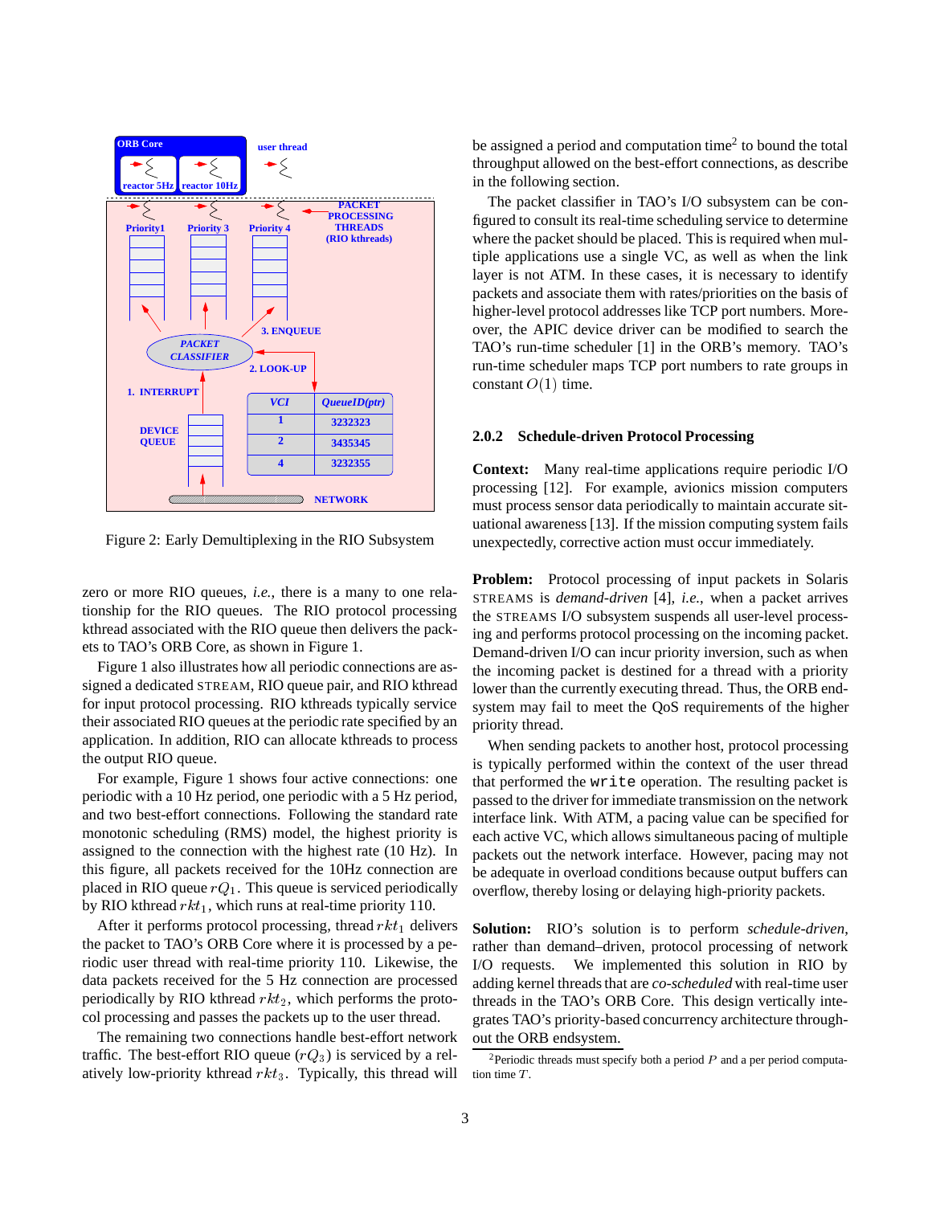Figure 2: Early Demultiplexing in the RIO Subsystem

zero or more RIO queues, *i.e.*, there is a many to one relationship for the RIO queues. The RIO protocol processing kthread associated with the RIO queue then delivers the packets to TAO's ORB Core, as shown in Figure 1.

Figure 1 also illustrates how all periodic connections are assigned a dedicated STREAM, RIO queue pair, and RIO kthread for input protocol processing. RIO kthreads typically service their associated RIO queues at the periodic rate specified by an application. In addition, RIO can allocate kthreads to process the output RIO queue.

For example, Figure 1 shows four active connections: one periodic with a 10 Hz period, one periodic with a 5 Hz period, and two best-effort connections. Following the standard rate monotonic scheduling (RMS) model, the highest priority is assigned to the connection with the highest rate (10 Hz). In this figure, all packets received for the 10Hz connection are placed in RIO queue $rQ_1$. This queue is serviced periodically by RIO kthread $rkt_1$, which runs at real-time priority 110.

After it performs protocol processing, thread $rkt_1$ delivers the packet to TAO's ORB Core where it is processed by a periodic user thread with real-time priority 110. Likewise, the data packets received for the 5 Hz connection are processed periodically by RIO kthread $rkt_2$, which performs the protocol processing and passes the packets up to the user thread.

The remaining two connections handle best-effort network traffic. The best-effort RIO queue ($rQ_3$) is serviced by a relatively low-priority kthread $rkt_3$. Typically, this thread will be assigned a period and computation time[2] to bound the total throughput allowed on the best-effort connections, as describe in the following section.

The packet classifier in TAO's I/O subsystem can be configured to consult its real-time scheduling service to determine where the packet should be placed. This is required when multiple applications use a single VC, as well as when the link layer is not ATM. In these cases, it is necessary to identify packets and associate them with rates/priorities on the basis of higher-level protocol addresses like TCP port numbers. Moreover, the APIC device driver can be modified to search the TAO's run-time scheduler [1] in the ORB's memory. TAO's run-time scheduler maps TCP port numbers to rate groups in constant $O(1)$ time.

### 2.0.2 Schedule-driven Protocol Processing

**Context:** Many real-time applications require periodic I/O processing [12]. For example, avionics mission computers must process sensor data periodically to maintain accurate situational awareness [13]. If the mission computing system fails unexpectedly, corrective action must occur immediately.

**Problem:** Protocol processing of input packets in Solaris STREAMS is *demand-driven* [4], *i.e.*, when a packet arrives the STREAMS I/O subsystem suspends all user-level processing and performs protocol processing on the incoming packet. Demand-driven I/O can incur priority inversion, such as when the incoming packet is destined for a thread with a priority lower than the currently executing thread. Thus, the ORB endsystem may fail to meet the QoS requirements of the higher priority thread.

When sending packets to another host, protocol processing is typically performed within the context of the user thread that performed the `write` operation. The resulting packet is passed to the driver for immediate transmission on the network interface link. With ATM, a pacing value can be specified for each active VC, which allows simultaneous pacing of multiple packets out the network interface. However, pacing may not be adequate in overload conditions because output buffers can overflow, thereby losing or delaying high-priority packets.

**Solution:** RIO's solution is to perform *schedule-driven*, rather than demand–driven, protocol processing of network I/O requests. We implemented this solution in RIO by adding kernel threads that are *co-scheduled* with real-time user threads in the TAO's ORB Core. This design vertically integrates TAO's priority-based concurrency architecture throughout the ORB endsystem.

[2] Periodic threads must specify both a period $P$ and a per period computation time $T$.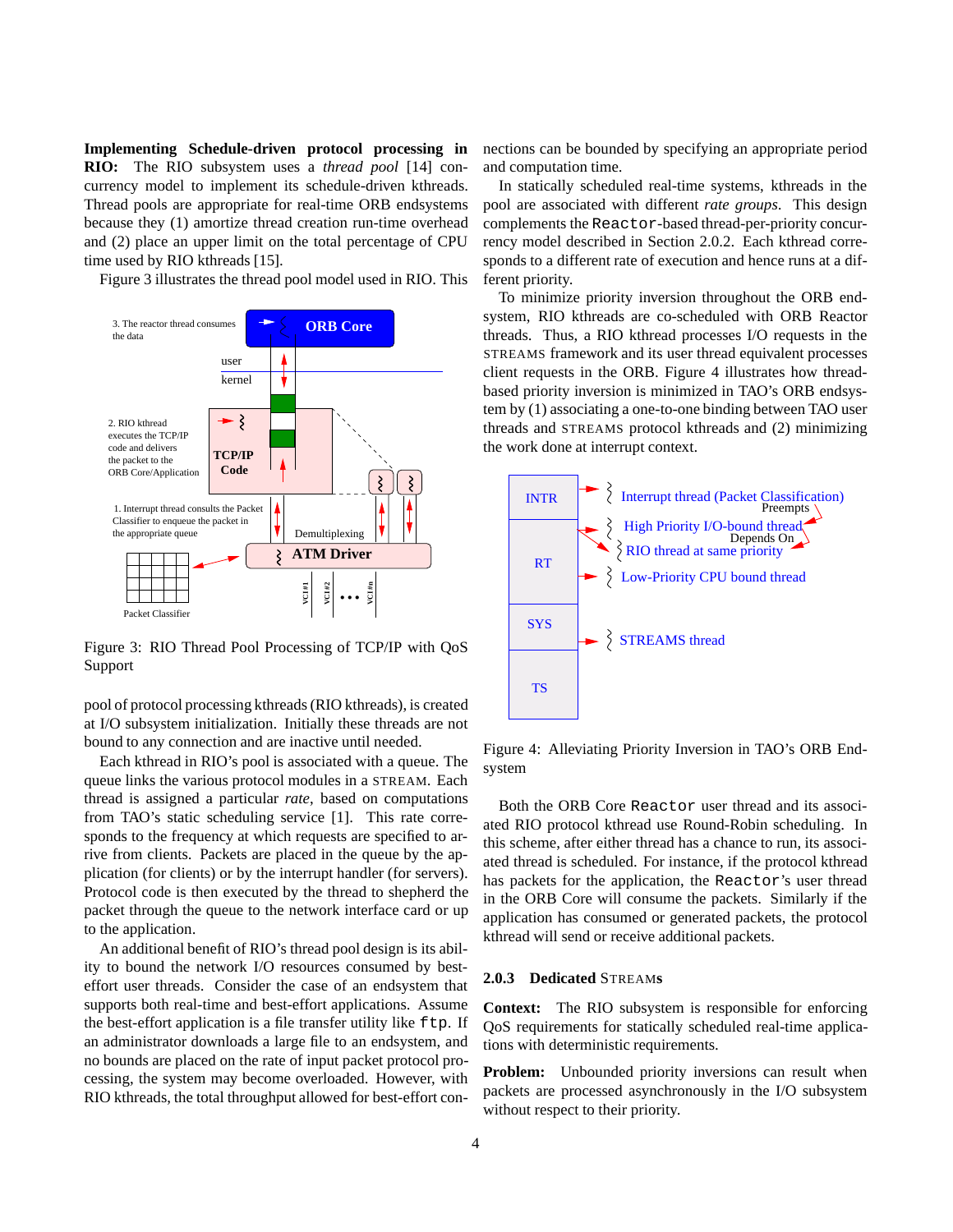**Implementing Schedule-driven protocol processing in RIO:** The RIO subsystem uses a *thread pool* [14] concurrency model to implement its schedule-driven kthreads. Thread pools are appropriate for real-time ORB endsystems because they (1) amortize thread creation run-time overhead and (2) place an upper limit on the total percentage of CPU time used by RIO kthreads [15].

Figure 3 illustrates the thread pool model used in RIO. This pool of protocol processing kthreads (RIO kthreads), is created at I/O subsystem initialization. Initially these threads are not bound to any connection and are inactive until needed.

Figure 3: RIO Thread Pool Processing of TCP/IP with QoS Support

Each kthread in RIO's pool is associated with a queue. The queue links the various protocol modules in a STREAM. Each thread is assigned a particular *rate*, based on computations from TAO's static scheduling service [1]. This rate corresponds to the frequency at which requests are specified to arrive from clients. Packets are placed in the queue by the application (for clients) or by the interrupt handler (for servers). Protocol code is then executed by the thread to shepherd the packet through the queue to the network interface card or up to the application.

An additional benefit of RIO's thread pool design is its ability to bound the network I/O resources consumed by best-effort user threads. Consider the case of an endsystem that supports both real-time and best-effort applications. Assume the best-effort application is a file transfer utility like `ftp`. If an administrator downloads a large file to an endsystem, and no bounds are placed on the rate of input packet protocol processing, the system may become overloaded. However, with RIO kthreads, the total throughput allowed for best-effort connections can be bounded by specifying an appropriate period and computation time.

In statically scheduled real-time systems, kthreads in the pool are associated with different *rate groups*. This design complements the `Reactor`-based thread-per-priority concurrency model described in Section 2.0.2. Each kthread corresponds to a different rate of execution and hence runs at a different priority.

To minimize priority inversion throughout the ORB endsystem, RIO kthreads are co-scheduled with ORB Reactor threads. Thus, a RIO kthread processes I/O requests in the STREAMS framework and its user thread equivalent processes client requests in the ORB. Figure 4 illustrates how thread-based priority inversion is minimized in TAO's ORB endsystem by (1) associating a one-to-one binding between TAO user threads and STREAMS protocol kthreads and (2) minimizing the work done at interrupt context.

Figure 4: Alleviating Priority Inversion in TAO's ORB Endsystem

Both the ORB Core `Reactor` user thread and its associated RIO protocol kthread use Round-Robin scheduling. In this scheme, after either thread has a chance to run, its associated thread is scheduled. For instance, if the protocol kthread has packets for the application, the `Reactor`'s user thread in the ORB Core will consume the packets. Similarly if the application has consumed or generated packets, the protocol kthread will send or receive additional packets.

#### 2.0.3 Dedicated STREAMS

**Context:** The RIO subsystem is responsible for enforcing QoS requirements for statically scheduled real-time applications with deterministic requirements.

**Problem:** Unbounded priority inversions can result when packets are processed asynchronously in the I/O subsystem without respect to their priority.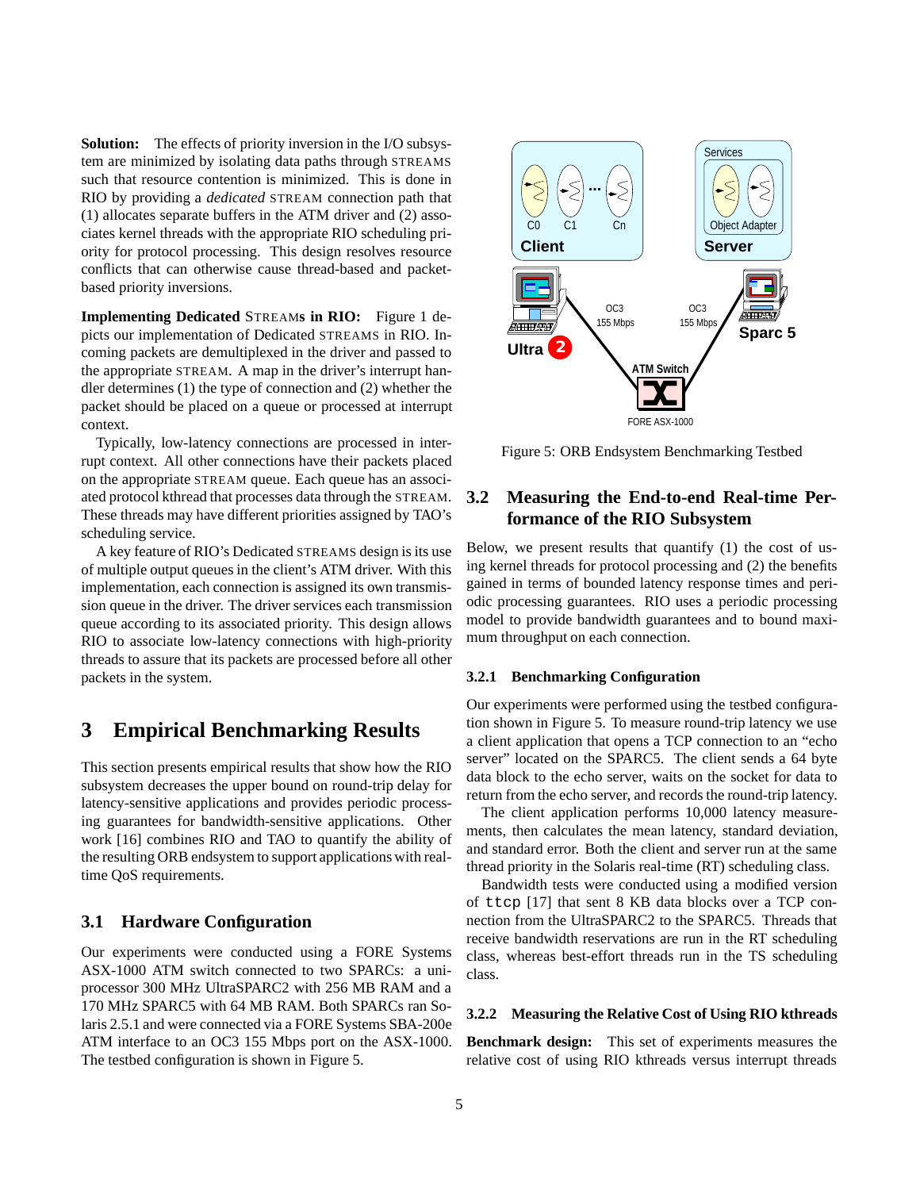**Solution:** The effects of priority inversion in the I/O subsystem are minimized by isolating data paths through STREAMS such that resource contention is minimized. This is done in RIO by providing a *dedicated* STREAM connection path that (1) allocates separate buffers in the ATM driver and (2) associates kernel threads with the appropriate RIO scheduling priority for protocol processing. This design resolves resource conflicts that can otherwise cause thread-based and packet-based priority inversions.

**Implementing Dedicated STREAMs in RIO:** Figure 1 depicts our implementation of Dedicated STREAMS in RIO. Incoming packets are demultiplexed in the driver and passed to the appropriate STREAM. A map in the driver's interrupt handler determines (1) the type of connection and (2) whether the packet should be placed on a queue or processed at interrupt context.

Typically, low-latency connections are processed in interrupt context. All other connections have their packets placed on the appropriate STREAM queue. Each queue has an associated protocol kthread that processes data through the STREAM. These threads may have different priorities assigned by TAO's scheduling service.

A key feature of RIO's Dedicated STREAMS design is its use of multiple output queues in the client's ATM driver. With this implementation, each connection is assigned its own transmission queue in the driver. The driver services each transmission queue according to its associated priority. This design allows RIO to associate low-latency connections with high-priority threads to assure that its packets are processed before all other packets in the system.

# 3 Empirical Benchmarking Results

This section presents empirical results that show how the RIO subsystem decreases the upper bound on round-trip delay for latency-sensitive applications and provides periodic processing guarantees for bandwidth-sensitive applications. Other work [16] combines RIO and TAO to quantify the ability of the resulting ORB endsystem to support applications with real-time QoS requirements.

## 3.1 Hardware Configuration

Our experiments were conducted using a FORE Systems ASX-1000 ATM switch connected to two SPARCs: a uniprocessor 300 MHz UltraSPARC2 with 256 MB RAM and a 170 MHz SPARC5 with 64 MB RAM. Both SPARCs ran Solaris 2.5.1 and were connected via a FORE Systems SBA-200e ATM interface to an OC3 155 Mbps port on the ASX-1000. The testbed configuration is shown in Figure 5.

Figure 5: ORB Endsystem Benchmarking Testbed

## 3.2 Measuring the End-to-end Real-time Performance of the RIO Subsystem

Below, we present results that quantify (1) the cost of using kernel threads for protocol processing and (2) the benefits gained in terms of bounded latency response times and periodic processing guarantees. RIO uses a periodic processing model to provide bandwidth guarantees and to bound maximum throughput on each connection.

### 3.2.1 Benchmarking Configuration

Our experiments were performed using the testbed configuration shown in Figure 5. To measure round-trip latency we use a client application that opens a TCP connection to an "echo server" located on the SPARC5. The client sends a 64 byte data block to the echo server, waits on the socket for data to return from the echo server, and records the round-trip latency.

The client application performs 10,000 latency measurements, then calculates the mean latency, standard deviation, and standard error. Both the client and server run at the same thread priority in the Solaris real-time (RT) scheduling class.

Bandwidth tests were conducted using a modified version of `ttcp` [17] that sent 8 KB data blocks over a TCP connection from the UltraSPARC2 to the SPARC5. Threads that receive bandwidth reservations are run in the RT scheduling class, whereas best-effort threads run in the TS scheduling class.

### 3.2.2 Measuring the Relative Cost of Using RIO kthreads

**Benchmark design:** This set of experiments measures the relative cost of using RIO kthreads versus interrupt threads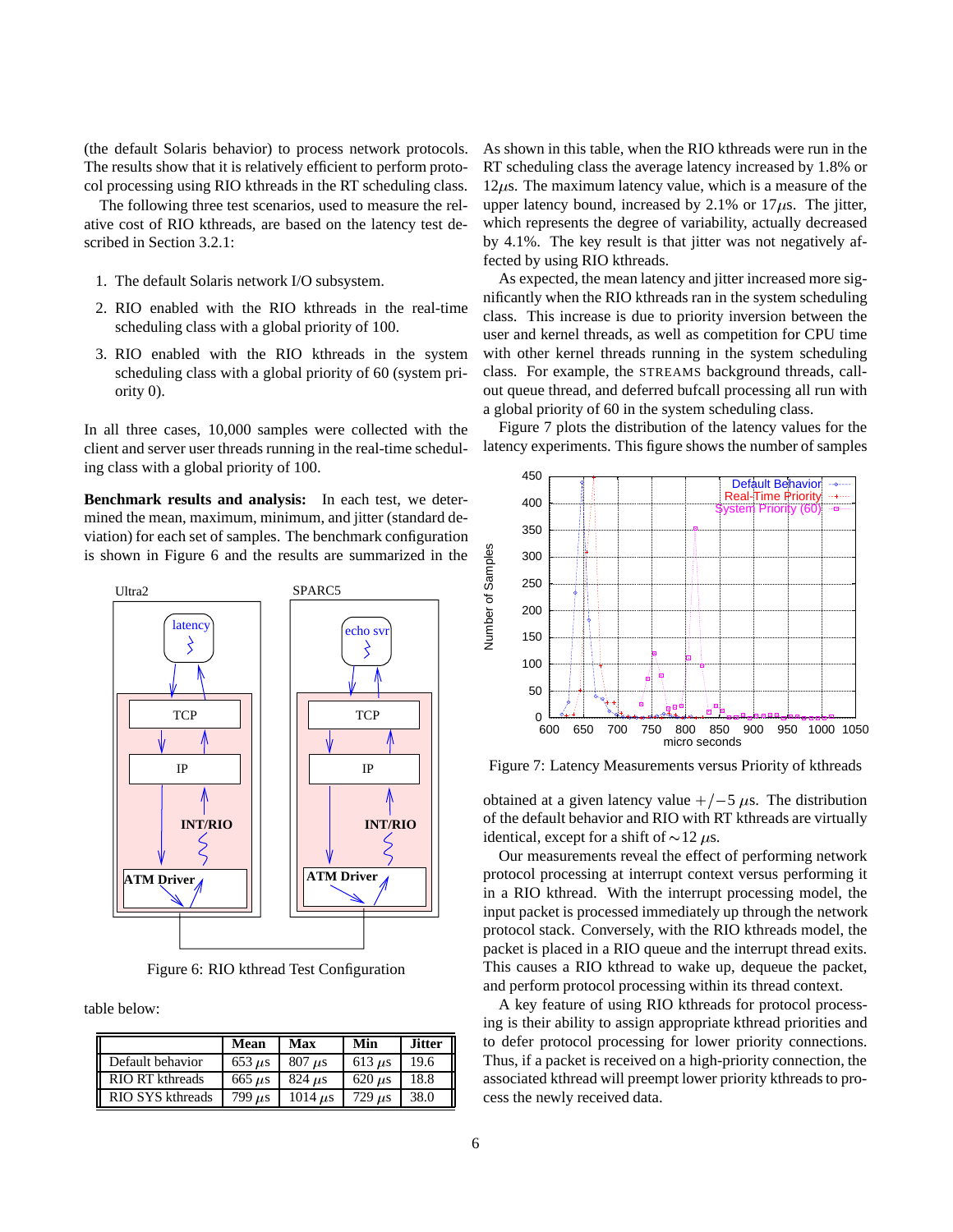(the default Solaris behavior) to process network protocols. The results show that it is relatively efficient to perform protocol processing using RIO kthreads in the RT scheduling class.

The following three test scenarios, used to measure the relative cost of RIO kthreads, are based on the latency test described in Section 3.2.1:

1. The default Solaris network I/O subsystem.
2. RIO enabled with the RIO kthreads in the real-time scheduling class with a global priority of 100.
3. RIO enabled with the RIO kthreads in the system scheduling class with a global priority of 60 (system priority 0).

In all three cases, 10,000 samples were collected with the client and server user threads running in the real-time scheduling class with a global priority of 100.

**Benchmark results and analysis:** In each test, we determined the mean, maximum, minimum, and jitter (standard deviation) for each set of samples. The benchmark configuration is shown in Figure 6 and the results are summarized in the table below:

Figure 6: RIO kthread Test Configuration

| | Mean | Max | Min | Jitter |
|---|---|---|---|---|
| Default behavior | 653 $\mu$s | 807 $\mu$s | 613 $\mu$s | 19.6 |
| RIO RT kthreads | 665 $\mu$s | 824 $\mu$s | 620 $\mu$s | 18.8 |
| RIO SYS kthreads | 799 $\mu$s | 1014 $\mu$s | 729 $\mu$s | 38.0 |

As shown in this table, when the RIO kthreads were run in the RT scheduling class the average latency increased by 1.8% or 12$\mu$s. The maximum latency value, which is a measure of the upper latency bound, increased by 2.1% or 17$\mu$s. The jitter, which represents the degree of variability, actually decreased by 4.1%. The key result is that jitter was not negatively affected by using RIO kthreads.

As expected, the mean latency and jitter increased more significantly when the RIO kthreads ran in the system scheduling class. This increase is due to priority inversion between the user and kernel threads, as well as competition for CPU time with other kernel threads running in the system scheduling class. For example, the STREAMS background threads, callout queue thread, and deferred bufcall processing all run with a global priority of 60 in the system scheduling class.

Figure 7 plots the distribution of the latency values for the latency experiments. This figure shows the number of samples obtained at a given latency value $+/-5$ $\mu$s. The distribution of the default behavior and RIO with RT kthreads are virtually identical, except for a shift of $\sim$12 $\mu$s.

Figure 7: Latency Measurements versus Priority of kthreads

Our measurements reveal the effect of performing network protocol processing at interrupt context versus performing it in a RIO kthread. With the interrupt processing model, the input packet is processed immediately up through the network protocol stack. Conversely, with the RIO kthreads model, the packet is placed in a RIO queue and the interrupt thread exits. This causes a RIO kthread to wake up, dequeue the packet, and perform protocol processing within its thread context.

A key feature of using RIO kthreads for protocol processing is their ability to assign appropriate kthread priorities and to defer protocol processing for lower priority connections. Thus, if a packet is received on a high-priority connection, the associated kthread will preempt lower priority kthreads to process the newly received data.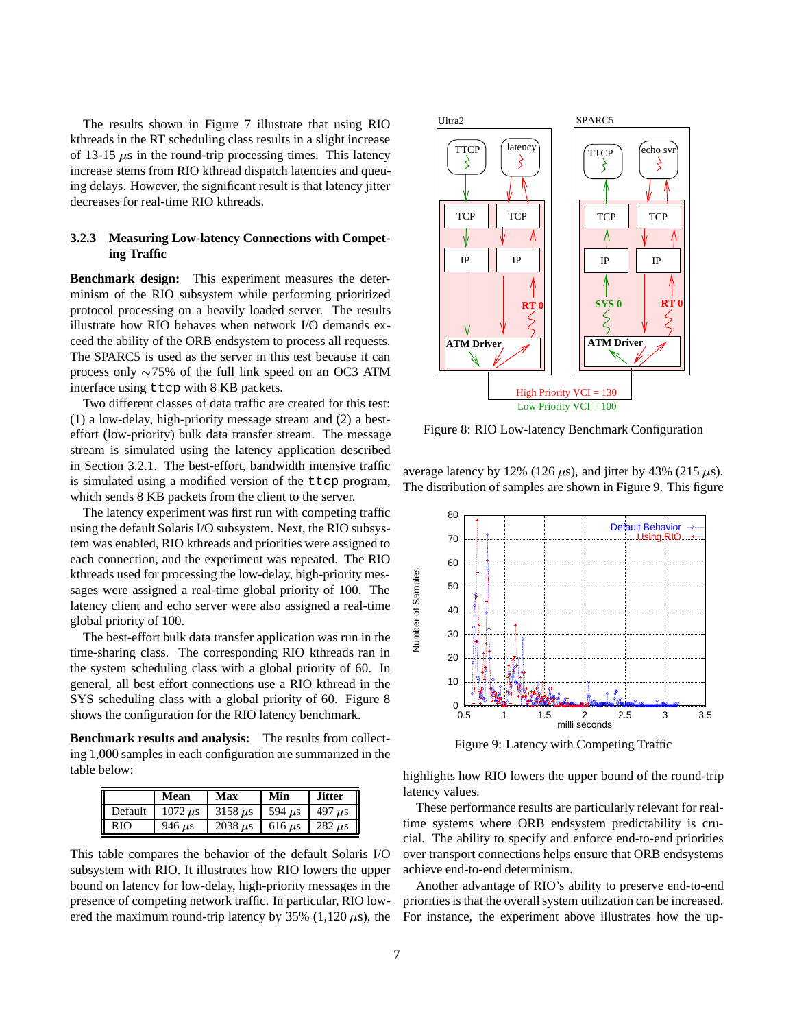The results shown in Figure 7 illustrate that using RIO kthreads in the RT scheduling class results in a slight increase of 13-15 $\mu$s in the round-trip processing times. This latency increase stems from RIO kthread dispatch latencies and queuing delays. However, the significant result is that latency jitter decreases for real-time RIO kthreads.

### 3.2.3 Measuring Low-latency Connections with Competing Traffic

**Benchmark design:** This experiment measures the determinism of the RIO subsystem while performing prioritized protocol processing on a heavily loaded server. The results illustrate how RIO behaves when network I/O demands exceed the ability of the ORB endsystem to process all requests. The SPARC5 is used as the server in this test because it can process only ∼75% of the full link speed on an OC3 ATM interface using `ttcp` with 8 KB packets.

Two different classes of data traffic are created for this test: (1) a low-delay, high-priority message stream and (2) a best-effort (low-priority) bulk data transfer stream. The message stream is simulated using the latency application described in Section 3.2.1. The best-effort, bandwidth intensive traffic is simulated using a modified version of the `ttcp` program, which sends 8 KB packets from the client to the server.

The latency experiment was first run with competing traffic using the default Solaris I/O subsystem. Next, the RIO subsystem was enabled, RIO kthreads and priorities were assigned to each connection, and the experiment was repeated. The RIO kthreads used for processing the low-delay, high-priority messages were assigned a real-time global priority of 100. The latency client and echo server were also assigned a real-time global priority of 100.

The best-effort bulk data transfer application was run in the time-sharing class. The corresponding RIO kthreads ran in the system scheduling class with a global priority of 60. In general, all best effort connections use a RIO kthread in the SYS scheduling class with a global priority of 60. Figure 8 shows the configuration for the RIO latency benchmark.

**Benchmark results and analysis:** The results from collecting 1,000 samples in each configuration are summarized in the table below:

| | Mean | Max | Min | Jitter |
|---|---|---|---|---|
| Default | 1072 $\mu$s | 3158 $\mu$s | 594 $\mu$s | 497 $\mu$s |
| RIO | 946 $\mu$s | 2038 $\mu$s | 616 $\mu$s | 282 $\mu$s |

This table compares the behavior of the default Solaris I/O subsystem with RIO. It illustrates how RIO lowers the upper bound on latency for low-delay, high-priority messages in the presence of competing network traffic. In particular, RIO lowered the maximum round-trip latency by 35% (1,120 $\mu$s), the average latency by 12% (126 $\mu$s), and jitter by 43% (215 $\mu$s). The distribution of samples are shown in Figure 9. This figure highlights how RIO lowers the upper bound of the round-trip latency values.

Figure 8: RIO Low-latency Benchmark Configuration

Figure 9: Latency with Competing Traffic

These performance results are particularly relevant for real-time systems where ORB endsystem predictability is crucial. The ability to specify and enforce end-to-end priorities over transport connections helps ensure that ORB endsystems achieve end-to-end determinism.

Another advantage of RIO's ability to preserve end-to-end priorities is that the overall system utilization can be increased. For instance, the experiment above illustrates how the up-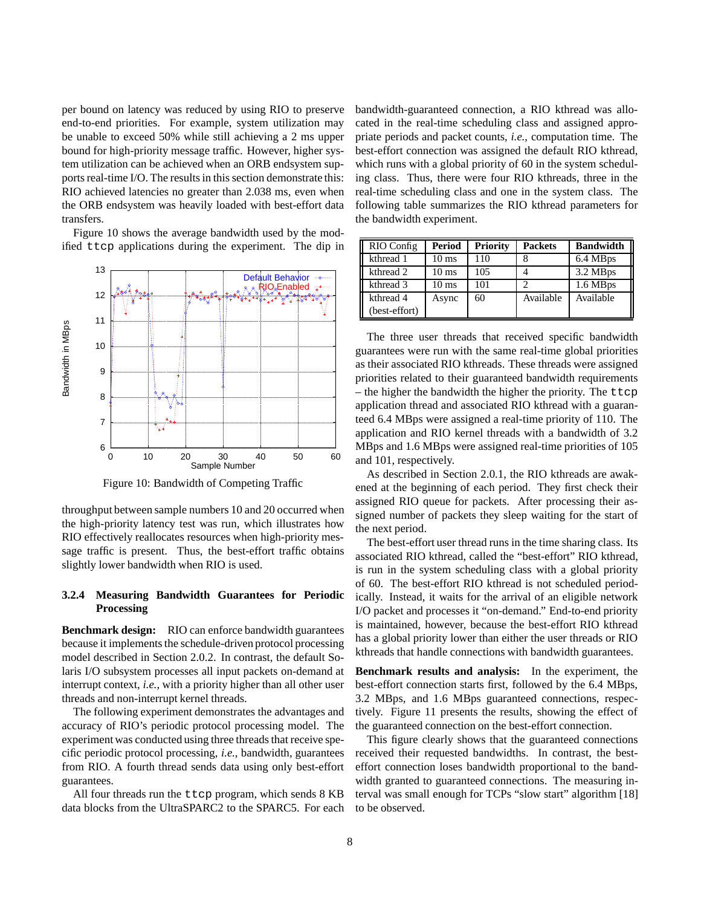per bound on latency was reduced by using RIO to preserve end-to-end priorities. For example, system utilization may be unable to exceed 50% while still achieving a 2 ms upper bound for high-priority message traffic. However, higher system utilization can be achieved when an ORB endsystem supports real-time I/O. The results in this section demonstrate this: RIO achieved latencies no greater than 2.038 ms, even when the ORB endsystem was heavily loaded with best-effort data transfers.

Figure 10 shows the average bandwidth used by the modified `ttcp` applications during the experiment. The dip in throughput between sample numbers 10 and 20 occurred when the high-priority latency test was run, which illustrates how RIO effectively reallocates resources when high-priority message traffic is present. Thus, the best-effort traffic obtains slightly lower bandwidth when RIO is used.

Figure 10: Bandwidth of Competing Traffic

### 3.2.4 Measuring Bandwidth Guarantees for Periodic Processing

**Benchmark design:** RIO can enforce bandwidth guarantees because it implements the schedule-driven protocol processing model described in Section 2.0.2. In contrast, the default Solaris I/O subsystem processes all input packets on-demand at interrupt context, *i.e.*, with a priority higher than all other user threads and non-interrupt kernel threads.

The following experiment demonstrates the advantages and accuracy of RIO's periodic protocol processing model. The experiment was conducted using three threads that receive specific periodic protocol processing, *i.e.*, bandwidth, guarantees from RIO. A fourth thread sends data using only best-effort guarantees.

All four threads run the `ttcp` program, which sends 8 KB data blocks from the UltraSPARC2 to the SPARC5. For each bandwidth-guaranteed connection, a RIO kthread was allocated in the real-time scheduling class and assigned appropriate periods and packet counts, *i.e.*, computation time. The best-effort connection was assigned the default RIO kthread, which runs with a global priority of 60 in the system scheduling class. Thus, there were four RIO kthreads, three in the real-time scheduling class and one in the system class. The following table summarizes the RIO kthread parameters for the bandwidth experiment.

| RIO Config | Period | Priority | Packets | Bandwidth |
|---|---|---|---|---|
| kthread 1 | 10 ms | 110 | 8 | 6.4 MBps |
| kthread 2 | 10 ms | 105 | 4 | 3.2 MBps |
| kthread 3 | 10 ms | 101 | 2 | 1.6 MBps |
| kthread 4 (best-effort) | Async | 60 | Available | Available |

The three user threads that received specific bandwidth guarantees were run with the same real-time global priorities as their associated RIO kthreads. These threads were assigned priorities related to their guaranteed bandwidth requirements – the higher the bandwidth the higher the priority. The `ttcp` application thread and associated RIO kthread with a guaranteed 6.4 MBps were assigned a real-time priority of 110. The application and RIO kernel threads with a bandwidth of 3.2 MBps and 1.6 MBps were assigned real-time priorities of 105 and 101, respectively.

As described in Section 2.0.1, the RIO kthreads are awakened at the beginning of each period. They first check their assigned RIO queue for packets. After processing their assigned number of packets they sleep waiting for the start of the next period.

The best-effort user thread runs in the time sharing class. Its associated RIO kthread, called the "best-effort" RIO kthread, is run in the system scheduling class with a global priority of 60. The best-effort RIO kthread is not scheduled periodically. Instead, it waits for the arrival of an eligible network I/O packet and processes it "on-demand." End-to-end priority is maintained, however, because the best-effort RIO kthread has a global priority lower than either the user threads or RIO kthreads that handle connections with bandwidth guarantees.

**Benchmark results and analysis:** In the experiment, the best-effort connection starts first, followed by the 6.4 MBps, 3.2 MBps, and 1.6 MBps guaranteed connections, respectively. Figure 11 presents the results, showing the effect of the guaranteed connection on the best-effort connection.

This figure clearly shows that the guaranteed connections received their requested bandwidths. In contrast, the best-effort connection loses bandwidth proportional to the bandwidth granted to guaranteed connections. The measuring interval was small enough for TCPs "slow start" algorithm [18] to be observed.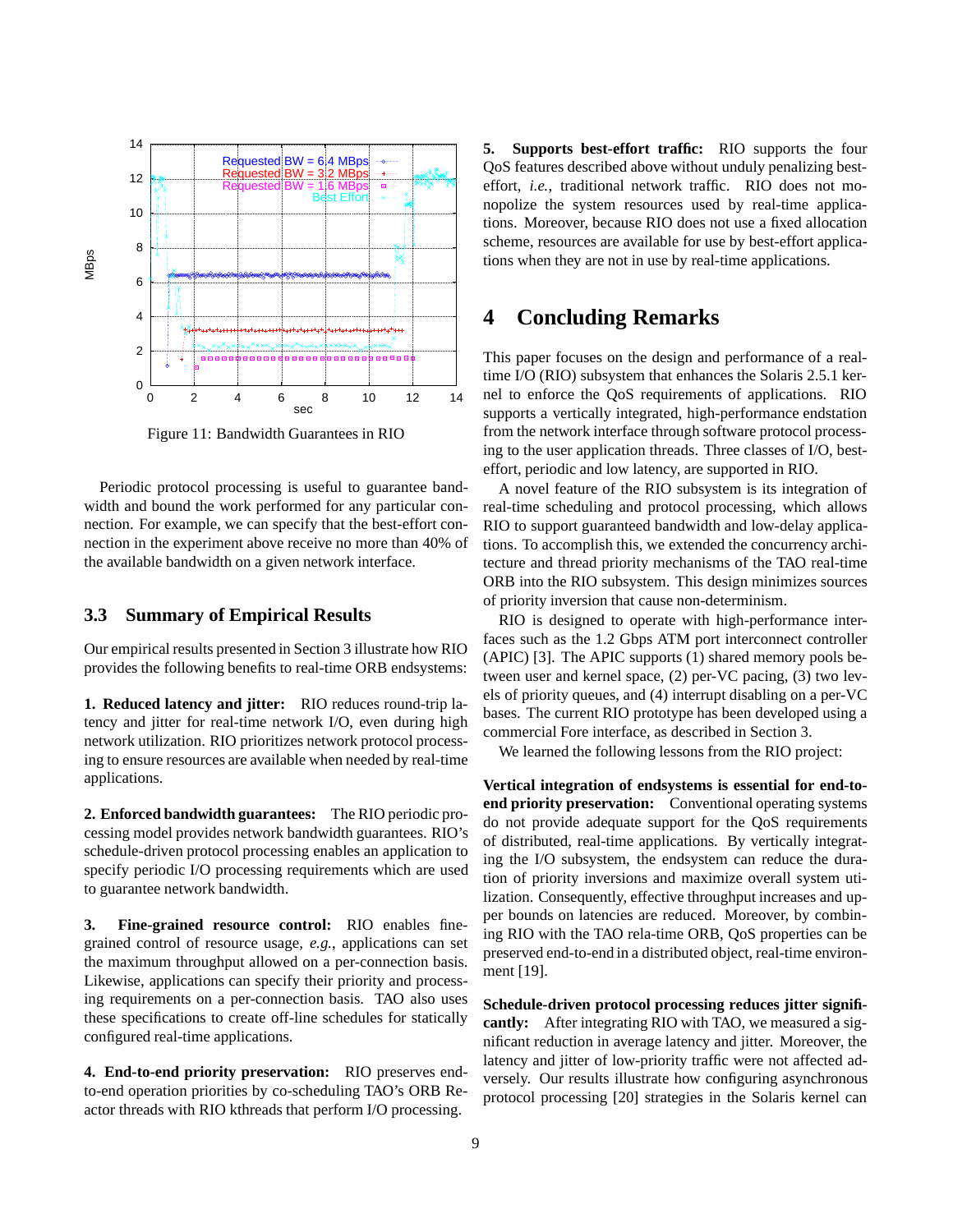Figure 11: Bandwidth Guarantees in RIO

Periodic protocol processing is useful to guarantee bandwidth and bound the work performed for any particular connection. For example, we can specify that the best-effort connection in the experiment above receive no more than 40% of the available bandwidth on a given network interface.

### 3.3 Summary of Empirical Results

Our empirical results presented in Section 3 illustrate how RIO provides the following benefits to real-time ORB endsystems:

**1. Reduced latency and jitter:** RIO reduces round-trip latency and jitter for real-time network I/O, even during high network utilization. RIO prioritizes network protocol processing to ensure resources are available when needed by real-time applications.

**2. Enforced bandwidth guarantees:** The RIO periodic processing model provides network bandwidth guarantees. RIO's schedule-driven protocol processing enables an application to specify periodic I/O processing requirements which are used to guarantee network bandwidth.

**3. Fine-grained resource control:** RIO enables fine-grained control of resource usage, *e.g.*, applications can set the maximum throughput allowed on a per-connection basis. Likewise, applications can specify their priority and processing requirements on a per-connection basis. TAO also uses these specifications to create off-line schedules for statically configured real-time applications.

**4. End-to-end priority preservation:** RIO preserves end-to-end operation priorities by co-scheduling TAO's ORB Reactor threads with RIO kthreads that perform I/O processing.

**5. Supports best-effort traffic:** RIO supports the four QoS features described above without unduly penalizing best-effort, *i.e.*, traditional network traffic. RIO does not monopolize the system resources used by real-time applications. Moreover, because RIO does not use a fixed allocation scheme, resources are available for use by best-effort applications when they are not in use by real-time applications.

## 4 Concluding Remarks

This paper focuses on the design and performance of a real-time I/O (RIO) subsystem that enhances the Solaris 2.5.1 kernel to enforce the QoS requirements of applications. RIO supports a vertically integrated, high-performance endstation from the network interface through software protocol processing to the user application threads. Three classes of I/O, best-effort, periodic and low latency, are supported in RIO.

A novel feature of the RIO subsystem is its integration of real-time scheduling and protocol processing, which allows RIO to support guaranteed bandwidth and low-delay applications. To accomplish this, we extended the concurrency architecture and thread priority mechanisms of the TAO real-time ORB into the RIO subsystem. This design minimizes sources of priority inversion that cause non-determinism.

RIO is designed to operate with high-performance interfaces such as the 1.2 Gbps ATM port interconnect controller (APIC) [3]. The APIC supports (1) shared memory pools between user and kernel space, (2) per-VC pacing, (3) two levels of priority queues, and (4) interrupt disabling on a per-VC bases. The current RIO prototype has been developed using a commercial Fore interface, as described in Section 3.

We learned the following lessons from the RIO project:

**Vertical integration of endsystems is essential for end-to-end priority preservation:** Conventional operating systems do not provide adequate support for the QoS requirements of distributed, real-time applications. By vertically integrating the I/O subsystem, the endsystem can reduce the duration of priority inversions and maximize overall system utilization. Consequently, effective throughput increases and upper bounds on latencies are reduced. Moreover, by combining RIO with the TAO rela-time ORB, QoS properties can be preserved end-to-end in a distributed object, real-time environment [19].

**Schedule-driven protocol processing reduces jitter significantly:** After integrating RIO with TAO, we measured a significant reduction in average latency and jitter. Moreover, the latency and jitter of low-priority traffic were not affected adversely. Our results illustrate how configuring asynchronous protocol processing [20] strategies in the Solaris kernel can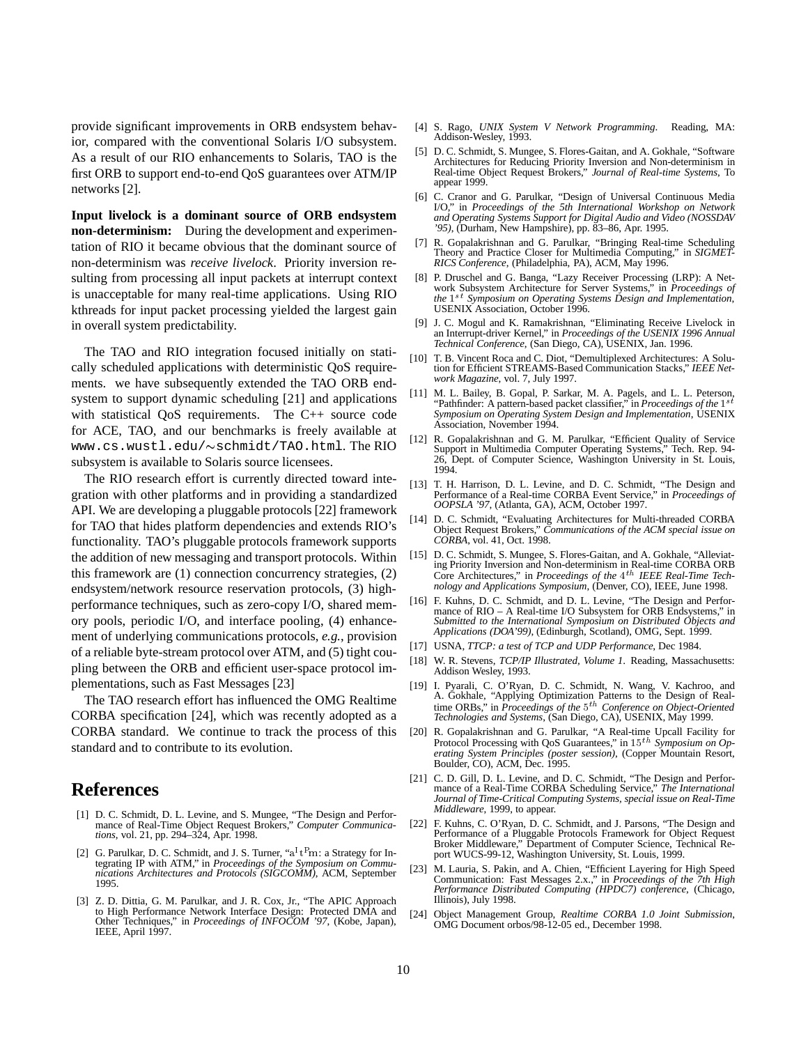provide significant improvements in ORB endsystem behavior, compared with the conventional Solaris I/O subsystem. As a result of our RIO enhancements to Solaris, TAO is the first ORB to support end-to-end QoS guarantees over ATM/IP networks [2].

**Input livelock is a dominant source of ORB endsystem non-determinism:** During the development and experimentation of RIO it became obvious that the dominant source of non-determinism was *receive livelock*. Priority inversion resulting from processing all input packets at interrupt context is unacceptable for many real-time applications. Using RIO kthreads for input packet processing yielded the largest gain in overall system predictability.

The TAO and RIO integration focused initially on statically scheduled applications with deterministic QoS requirements. we have subsequently extended the TAO ORB endsystem to support dynamic scheduling [21] and applications with statistical QoS requirements. The C++ source code for ACE, TAO, and our benchmarks is freely available at `www.cs.wustl.edu/~schmidt/TAO.html`. The RIO subsystem is available to Solaris source licensees.

The RIO research effort is currently directed toward integration with other platforms and in providing a standardized API. We are developing a pluggable protocols [22] framework for TAO that hides platform dependencies and extends RIO's functionality. TAO's pluggable protocols framework supports the addition of new messaging and transport protocols. Within this framework are (1) connection concurrency strategies, (2) endsystem/network resource reservation protocols, (3) high-performance techniques, such as zero-copy I/O, shared memory pools, periodic I/O, and interface pooling, (4) enhancement of underlying communications protocols, *e.g.*, provision of a reliable byte-stream protocol over ATM, and (5) tight coupling between the ORB and efficient user-space protocol implementations, such as Fast Messages [23]

The TAO research effort has influenced the OMG Realtime CORBA specification [24], which was recently adopted as a CORBA standard. We continue to track the process of this standard and to contribute to its evolution.

# References

[1] D. C. Schmidt, D. L. Levine, and S. Mungee, "The Design and Performance of Real-Time Object Request Brokers," *Computer Communications*, vol. 21, pp. 294–324, Apr. 1998.

[2] G. Parulkar, D. C. Schmidt, and J. S. Turner, "a$^{I}$t$^{P}$m: a Strategy for Integrating IP with ATM," in *Proceedings of the Symposium on Communications Architectures and Protocols (SIGCOMM)*, ACM, September 1995.

[3] Z. D. Dittia, G. M. Parulkar, and J. R. Cox, Jr., "The APIC Approach to High Performance Network Interface Design: Protected DMA and Other Techniques," in *Proceedings of INFOCOM '97*, (Kobe, Japan), IEEE, April 1997.

[4] S. Rago, *UNIX System V Network Programming*. Reading, MA: Addison-Wesley, 1993.

[5] D. C. Schmidt, S. Mungee, S. Flores-Gaitan, and A. Gokhale, "Software Architectures for Reducing Priority Inversion and Non-determinism in Real-time Object Request Brokers," *Journal of Real-time Systems*, To appear 1999.

[6] C. Cranor and G. Parulkar, "Design of Universal Continuous Media I/O," in *Proceedings of the 5th International Workshop on Network and Operating Systems Support for Digital Audio and Video (NOSSDAV '95)*, (Durham, New Hampshire), pp. 83–86, Apr. 1995.

[7] R. Gopalakrishnan and G. Parulkar, "Bringing Real-time Scheduling Theory and Practice Closer for Multimedia Computing," in *SIGMETRICS Conference*, (Philadelphia, PA), ACM, May 1996.

[8] P. Druschel and G. Banga, "Lazy Receiver Processing (LRP): A Network Subsystem Architecture for Server Systems," in *Proceedings of the $1^{st}$ Symposium on Operating Systems Design and Implementation*, USENIX Association, October 1996.

[9] J. C. Mogul and K. Ramakrishnan, "Eliminating Receive Livelock in an Interrupt-driver Kernel," in *Proceedings of the USENIX 1996 Annual Technical Conference*, (San Diego, CA), USENIX, Jan. 1996.

[10] T. B. Vincent Roca and C. Diot, "Demultiplexed Architectures: A Solution for Efficient STREAMS-Based Communication Stacks," *IEEE Network Magazine*, vol. 7, July 1997.

[11] M. L. Bailey, B. Gopal, P. Sarkar, M. A. Pagels, and L. L. Peterson, "Pathfinder: A pattern-based packet classifier," in *Proceedings of the $1^{st}$ Symposium on Operating System Design and Implementation*, USENIX Association, November 1994.

[12] R. Gopalakrishnan and G. M. Parulkar, "Efficient Quality of Service Support in Multimedia Computer Operating Systems," Tech. Rep. 94-26, Dept. of Computer Science, Washington University in St. Louis, 1994.

[13] T. H. Harrison, D. L. Levine, and D. C. Schmidt, "The Design and Performance of a Real-time CORBA Event Service," in *Proceedings of OOPSLA '97*, (Atlanta, GA), ACM, October 1997.

[14] D. C. Schmidt, "Evaluating Architectures for Multi-threaded CORBA Object Request Brokers," *Communications of the ACM special issue on CORBA*, vol. 41, Oct. 1998.

[15] D. C. Schmidt, S. Mungee, S. Flores-Gaitan, and A. Gokhale, "Alleviating Priority Inversion and Non-determinism in Real-time CORBA ORB Core Architectures," in *Proceedings of the $4^{th}$ IEEE Real-Time Technology and Applications Symposium*, (Denver, CO), IEEE, June 1998.

[16] F. Kuhns, D. C. Schmidt, and D. L. Levine, "The Design and Performance of RIO – A Real-time I/O Subsystem for ORB Endsystems," in *Submitted to the International Symposium on Distributed Objects and Applications (DOA'99)*, (Edinburgh, Scotland), OMG, Sept. 1999.

[17] USNA, *TTCP: a test of TCP and UDP Performance*, Dec 1984.

[18] W. R. Stevens, *TCP/IP Illustrated, Volume 1*. Reading, Massachusetts: Addison Wesley, 1993.

[19] I. Pyarali, C. O'Ryan, D. C. Schmidt, N. Wang, V. Kachroo, and A. Gokhale, "Applying Optimization Patterns to the Design of Real-time ORBs," in *Proceedings of the $5^{th}$ Conference on Object-Oriented Technologies and Systems*, (San Diego, CA), USENIX, May 1999.

[20] R. Gopalakrishnan and G. Parulkar, "A Real-time Upcall Facility for Protocol Processing with QoS Guarantees," in $15^{th}$ *Symposium on Operating System Principles (poster session)*, (Copper Mountain Resort, Boulder, CO), ACM, Dec. 1995.

[21] C. D. Gill, D. L. Levine, and D. C. Schmidt, "The Design and Performance of a Real-Time CORBA Scheduling Service," *The International Journal of Time-Critical Computing Systems, special issue on Real-Time Middleware*, 1999, to appear.

[22] F. Kuhns, C. O'Ryan, D. C. Schmidt, and J. Parsons, "The Design and Performance of a Pluggable Protocols Framework for Object Request Broker Middleware," Department of Computer Science, Technical Report WUCS-99-12, Washington University, St. Louis, 1999.

[23] M. Lauria, S. Pakin, and A. Chien, "Efficient Layering for High Speed Communication: Fast Messages 2.x.," in *Proceedings of the 7th High Performance Distributed Computing (HPDC7) conference*, (Chicago, Illinois), July 1998.

[24] Object Management Group, *Realtime CORBA 1.0 Joint Submission*, OMG Document orbos/98-12-05 ed., December 1998.